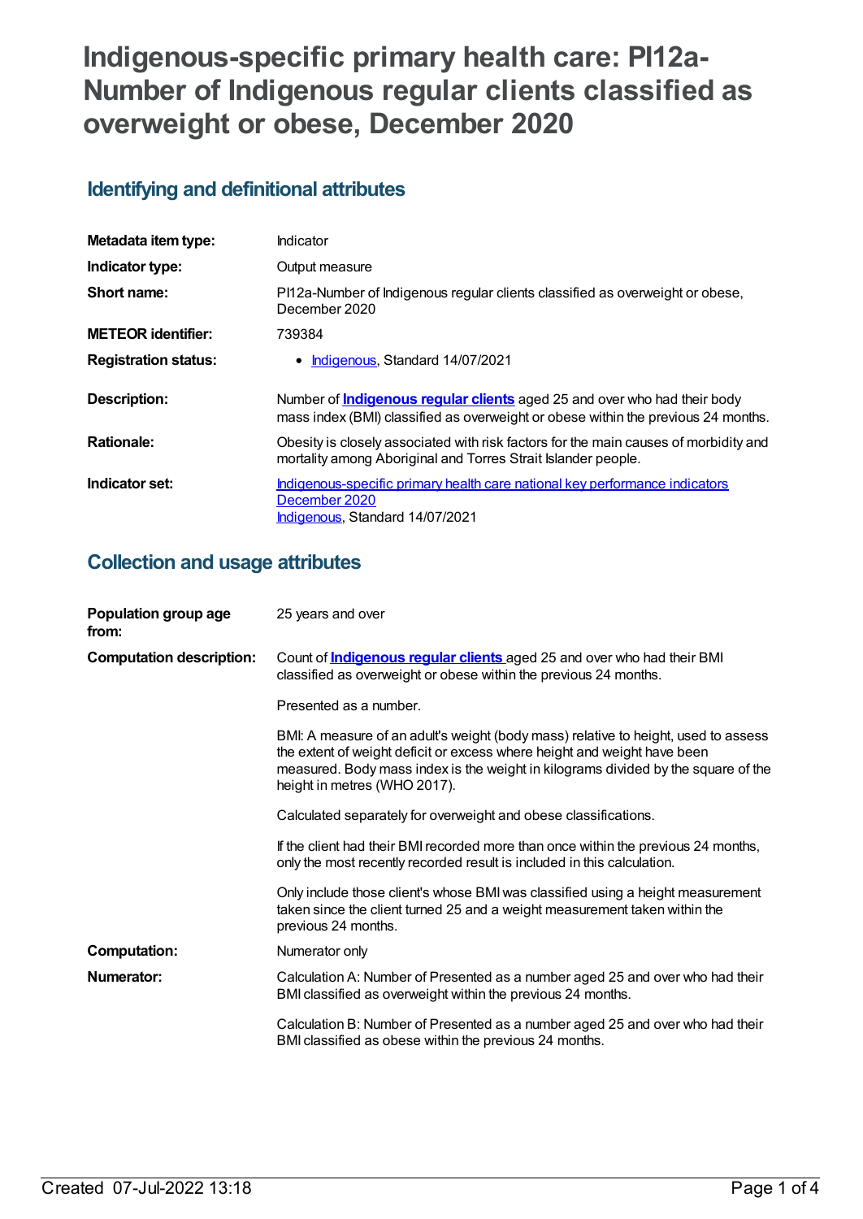# Indigenous-specific primary health care: PI12a-Number of Indigenous regular clients classified as overweight or obese, December 2020

## Identifying and definitional attributes

| | |
|---|---|
| **Metadata item type:** | Indicator |
| **Indicator type:** | Output measure |
| **Short name:** | PI12a-Number of Indigenous regular clients classified as overweight or obese, December 2020 |
| **METEOR identifier:** | 739384 |
| **Registration status:** | • Indigenous, Standard 14/07/2021 |
| **Description:** | Number of **Indigenous regular clients** aged 25 and over who had their body mass index (BMI) classified as overweight or obese within the previous 24 months. |
| **Rationale:** | Obesity is closely associated with risk factors for the main causes of morbidity and mortality among Aboriginal and Torres Strait Islander people. |
| **Indicator set:** | Indigenous-specific primary health care national key performance indicators December 2020<br>Indigenous, Standard 14/07/2021 |

## Collection and usage attributes

| | |
|---|---|
| **Population group age from:** | 25 years and over |
| **Computation description:** | Count of **Indigenous regular clients** aged 25 and over who had their BMI classified as overweight or obese within the previous 24 months.<br><br>Presented as a number.<br><br>BMI: A measure of an adult's weight (body mass) relative to height, used to assess the extent of weight deficit or excess where height and weight have been measured. Body mass index is the weight in kilograms divided by the square of the height in metres (WHO 2017).<br><br>Calculated separately for overweight and obese classifications.<br><br>If the client had their BMI recorded more than once within the previous 24 months, only the most recently recorded result is included in this calculation.<br><br>Only include those client's whose BMI was classified using a height measurement taken since the client turned 25 and a weight measurement taken within the previous 24 months. |
| **Computation:** | Numerator only |
| **Numerator:** | Calculation A: Number of Presented as a number aged 25 and over who had their BMI classified as overweight within the previous 24 months.<br><br>Calculation B: Number of Presented as a number aged 25 and over who had their BMI classified as obese within the previous 24 months. |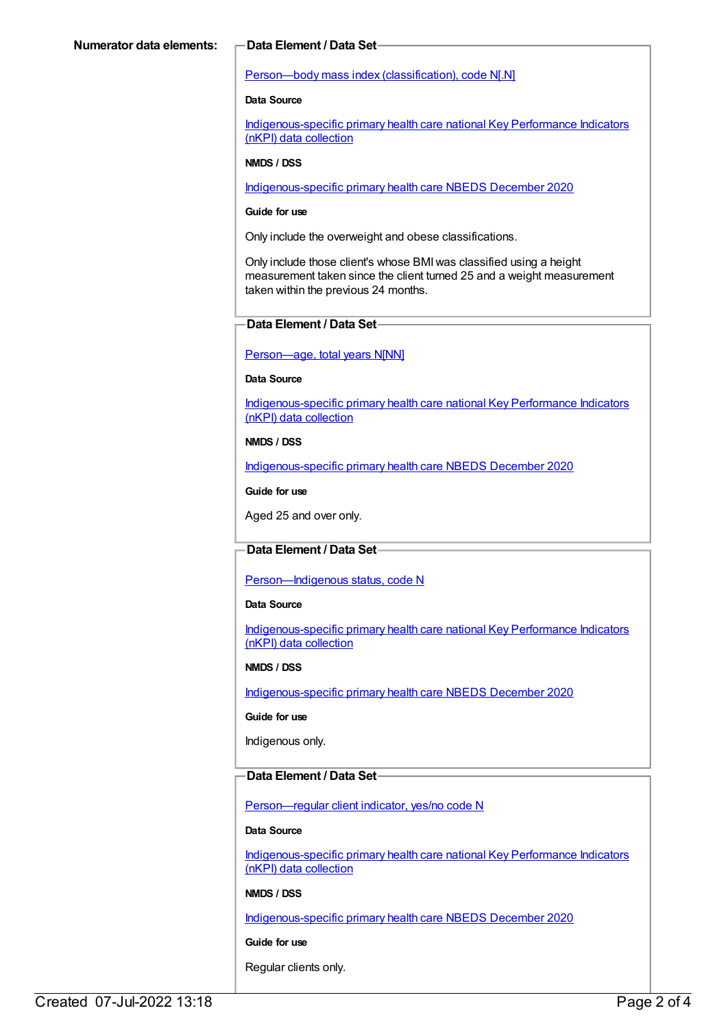**Numerator data elements:**

**Data Element / Data Set**

Person—body mass index (classification), code N[.N]

**Data Source**

Indigenous-specific primary health care national Key Performance Indicators (nKPI) data collection

**NMDS / DSS**

Indigenous-specific primary health care NBEDS December 2020

**Guide for use**

Only include the overweight and obese classifications.

Only include those client's whose BMI was classified using a height measurement taken since the client turned 25 and a weight measurement taken within the previous 24 months.

**Data Element / Data Set**

Person—age, total years N[NN]

**Data Source**

Indigenous-specific primary health care national Key Performance Indicators (nKPI) data collection

**NMDS / DSS**

Indigenous-specific primary health care NBEDS December 2020

**Guide for use**

Aged 25 and over only.

**Data Element / Data Set**

Person—Indigenous status, code N

**Data Source**

Indigenous-specific primary health care national Key Performance Indicators (nKPI) data collection

**NMDS / DSS**

Indigenous-specific primary health care NBEDS December 2020

**Guide for use**

Indigenous only.

**Data Element / Data Set**

Person—regular client indicator, yes/no code N

**Data Source**

Indigenous-specific primary health care national Key Performance Indicators (nKPI) data collection

**NMDS / DSS**

Indigenous-specific primary health care NBEDS December 2020

**Guide for use**

Regular clients only.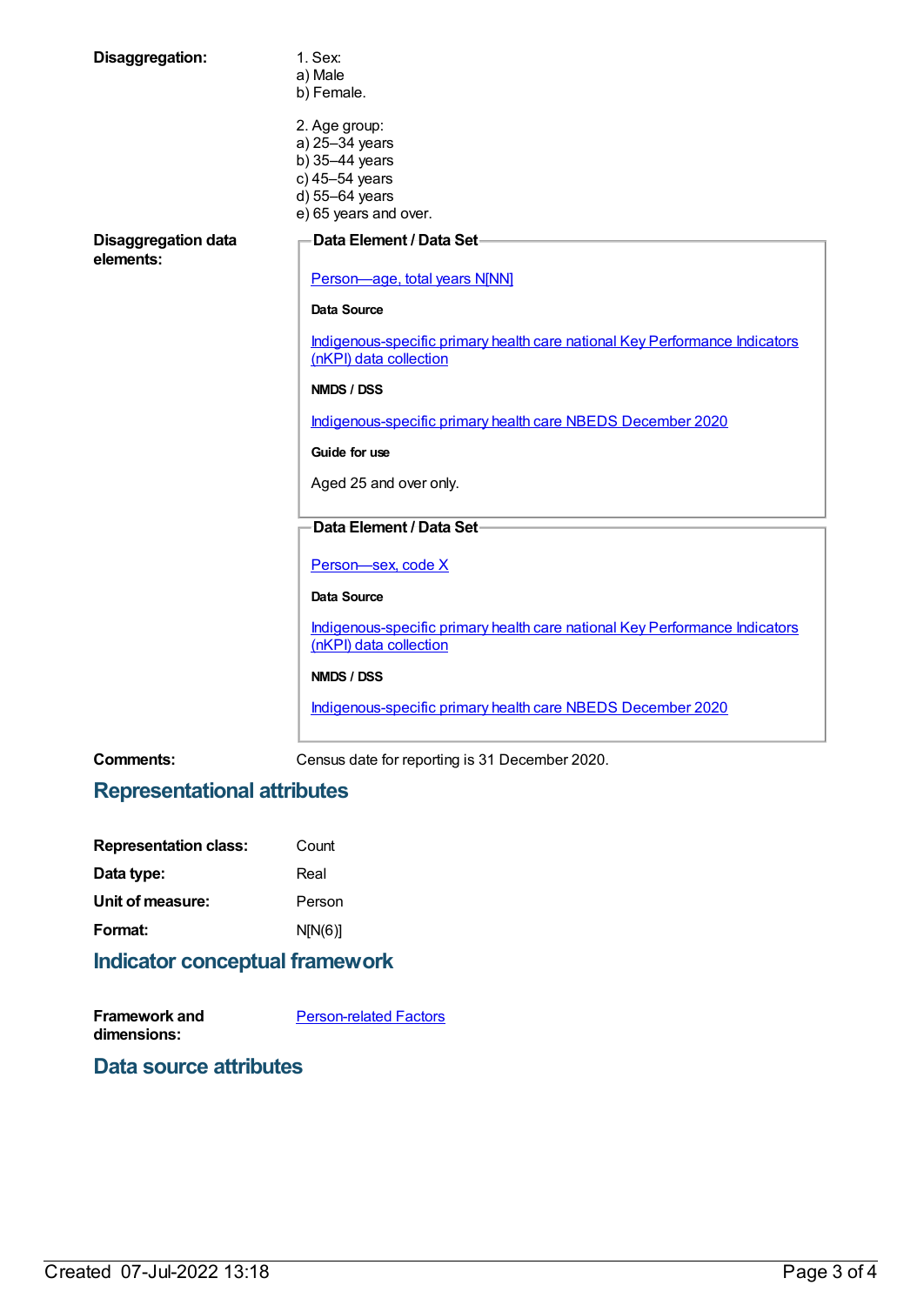**Disaggregation:**

1. Sex:
a) Male
b) Female.

2. Age group:
a) 25–34 years
b) 35–44 years
c) 45–54 years
d) 55–64 years
e) 65 years and over.

**Disaggregation data elements:**

**Data Element / Data Set**

Person—age, total years N[NN]

**Data Source**

Indigenous-specific primary health care national Key Performance Indicators (nKPI) data collection

**NMDS / DSS**

Indigenous-specific primary health care NBEDS December 2020

**Guide for use**

Aged 25 and over only.

**Data Element / Data Set**

Person—sex, code X

**Data Source**

Indigenous-specific primary health care national Key Performance Indicators (nKPI) data collection

**NMDS / DSS**

Indigenous-specific primary health care NBEDS December 2020

**Comments:** Census date for reporting is 31 December 2020.

## Representational attributes

**Representation class:** Count

**Data type:** Real

**Unit of measure:** Person

**Format:** N[N(6)]

## Indicator conceptual framework

**Framework and dimensions:** Person-related Factors

## Data source attributes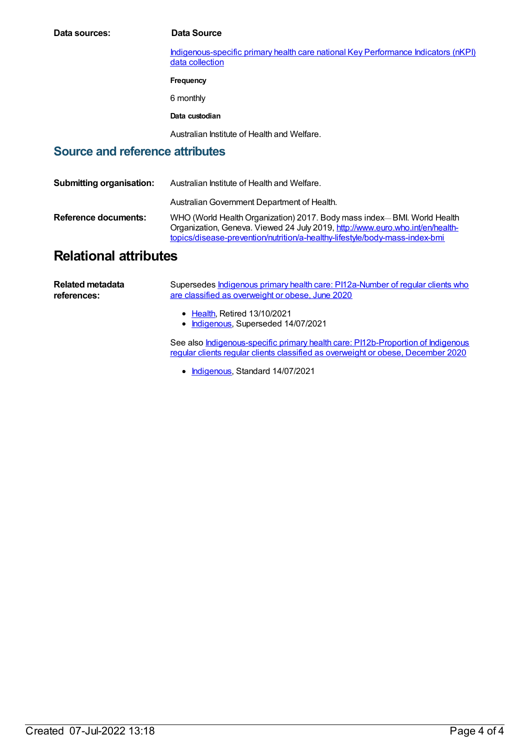**Data sources:**

**Data Source**

Indigenous-specific primary health care national Key Performance Indicators (nKPI) data collection

**Frequency**

6 monthly

**Data custodian**

Australian Institute of Health and Welfare.

## Source and reference attributes

**Submitting organisation:** Australian Institute of Health and Welfare.

Australian Government Department of Health.

**Reference documents:** WHO (World Health Organization) 2017. Body mass index— BMI. World Health Organization, Geneva. Viewed 24 July 2019, http://www.euro.who.int/en/health-topics/disease-prevention/nutrition/a-healthy-lifestyle/body-mass-index-bmi

# Relational attributes

**Related metadata references:**

Supersedes Indigenous primary health care: PI12a-Number of regular clients who are classified as overweight or obese, June 2020

- Health, Retired 13/10/2021
- Indigenous, Superseded 14/07/2021

See also Indigenous-specific primary health care: PI12b-Proportion of Indigenous regular clients regular clients classified as overweight or obese, December 2020

- Indigenous, Standard 14/07/2021